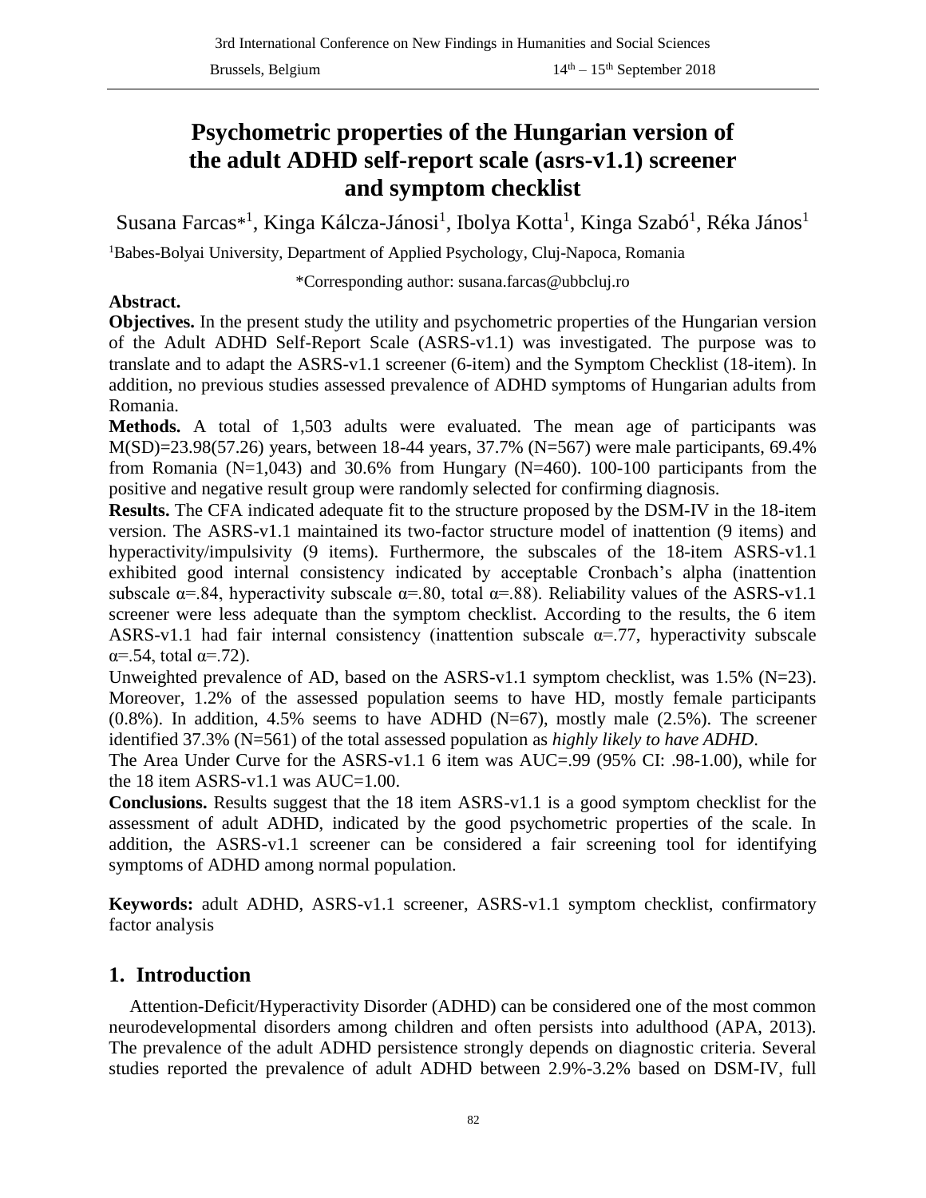# Psychometric properties of the Hungarian version of the adult ADHD self-report scale (asrs-v1.1) screener and symptom checklist

Susana Farcas*[1], Kinga Kálcza-Jánosi[1], Ibolya Kotta[1], Kinga Szabó[1], Réka János[1]

[1]Babes-Bolyai University, Department of Applied Psychology, Cluj-Napoca, Romania

*Corresponding author: susana.farcas@ubbcluj.ro

**Abstract.**

**Objectives.** In the present study the utility and psychometric properties of the Hungarian version of the Adult ADHD Self-Report Scale (ASRS-v1.1) was investigated. The purpose was to translate and to adapt the ASRS-v1.1 screener (6-item) and the Symptom Checklist (18-item). In addition, no previous studies assessed prevalence of ADHD symptoms of Hungarian adults from Romania.

**Methods.** A total of 1,503 adults were evaluated. The mean age of participants was M(SD)=23.98(57.26) years, between 18-44 years, 37.7% (N=567) were male participants, 69.4% from Romania (N=1,043) and 30.6% from Hungary (N=460). 100-100 participants from the positive and negative result group were randomly selected for confirming diagnosis.

**Results.** The CFA indicated adequate fit to the structure proposed by the DSM-IV in the 18-item version. The ASRS-v1.1 maintained its two-factor structure model of inattention (9 items) and hyperactivity/impulsivity (9 items). Furthermore, the subscales of the 18-item ASRS-v1.1 exhibited good internal consistency indicated by acceptable Cronbach's alpha (inattention subscale $\alpha$=.84, hyperactivity subscale $\alpha$=.80, total $\alpha$=.88). Reliability values of the ASRS-v1.1 screener were less adequate than the symptom checklist. According to the results, the 6 item ASRS-v1.1 had fair internal consistency (inattention subscale $\alpha$=.77, hyperactivity subscale $\alpha$=.54, total $\alpha$=.72).

Unweighted prevalence of AD, based on the ASRS-v1.1 symptom checklist, was 1.5% (N=23). Moreover, 1.2% of the assessed population seems to have HD, mostly female participants (0.8%). In addition, 4.5% seems to have ADHD (N=67), mostly male (2.5%). The screener identified 37.3% (N=561) of the total assessed population as *highly likely to have ADHD*.

The Area Under Curve for the ASRS-v1.1 6 item was AUC=.99 (95% CI: .98-1.00), while for the 18 item ASRS-v1.1 was AUC=1.00.

**Conclusions.** Results suggest that the 18 item ASRS-v1.1 is a good symptom checklist for the assessment of adult ADHD, indicated by the good psychometric properties of the scale. In addition, the ASRS-v1.1 screener can be considered a fair screening tool for identifying symptoms of ADHD among normal population.

**Keywords:** adult ADHD, ASRS-v1.1 screener, ASRS-v1.1 symptom checklist, confirmatory factor analysis

## 1. Introduction

Attention-Deficit/Hyperactivity Disorder (ADHD) can be considered one of the most common neurodevelopmental disorders among children and often persists into adulthood (APA, 2013). The prevalence of the adult ADHD persistence strongly depends on diagnostic criteria. Several studies reported the prevalence of adult ADHD between 2.9%-3.2% based on DSM-IV, full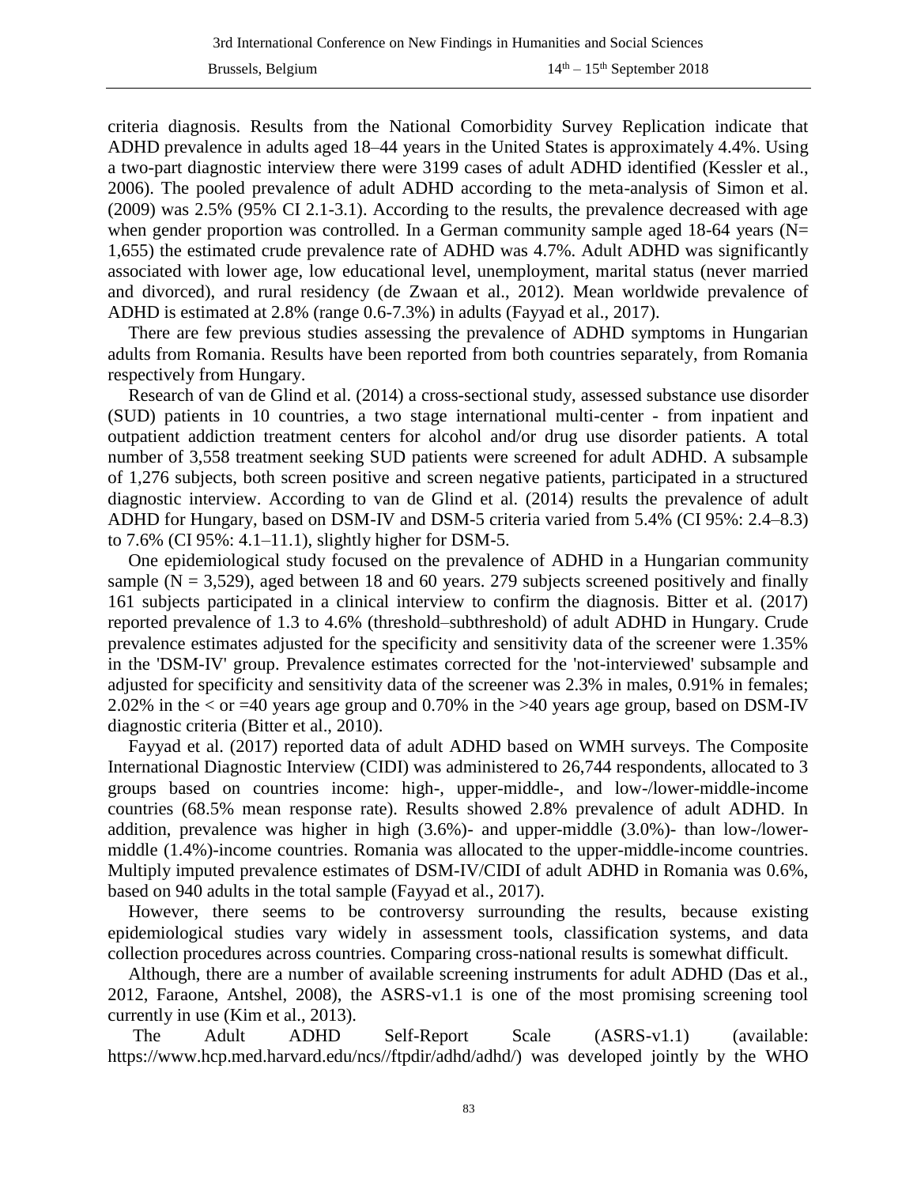criteria diagnosis. Results from the National Comorbidity Survey Replication indicate that ADHD prevalence in adults aged 18–44 years in the United States is approximately 4.4%. Using a two-part diagnostic interview there were 3199 cases of adult ADHD identified (Kessler et al., 2006). The pooled prevalence of adult ADHD according to the meta-analysis of Simon et al. (2009) was 2.5% (95% CI 2.1-3.1). According to the results, the prevalence decreased with age when gender proportion was controlled. In a German community sample aged 18-64 years (N= 1,655) the estimated crude prevalence rate of ADHD was 4.7%. Adult ADHD was significantly associated with lower age, low educational level, unemployment, marital status (never married and divorced), and rural residency (de Zwaan et al., 2012). Mean worldwide prevalence of ADHD is estimated at 2.8% (range 0.6-7.3%) in adults (Fayyad et al., 2017).

There are few previous studies assessing the prevalence of ADHD symptoms in Hungarian adults from Romania. Results have been reported from both countries separately, from Romania respectively from Hungary.

Research of van de Glind et al. (2014) a cross-sectional study, assessed substance use disorder (SUD) patients in 10 countries, a two stage international multi-center - from inpatient and outpatient addiction treatment centers for alcohol and/or drug use disorder patients. A total number of 3,558 treatment seeking SUD patients were screened for adult ADHD. A subsample of 1,276 subjects, both screen positive and screen negative patients, participated in a structured diagnostic interview. According to van de Glind et al. (2014) results the prevalence of adult ADHD for Hungary, based on DSM-IV and DSM-5 criteria varied from 5.4% (CI 95%: 2.4–8.3) to 7.6% (CI 95%: 4.1–11.1), slightly higher for DSM-5.

One epidemiological study focused on the prevalence of ADHD in a Hungarian community sample (N = 3,529), aged between 18 and 60 years. 279 subjects screened positively and finally 161 subjects participated in a clinical interview to confirm the diagnosis. Bitter et al. (2017) reported prevalence of 1.3 to 4.6% (threshold–subthreshold) of adult ADHD in Hungary. Crude prevalence estimates adjusted for the specificity and sensitivity data of the screener were 1.35% in the 'DSM-IV' group. Prevalence estimates corrected for the 'not-interviewed' subsample and adjusted for specificity and sensitivity data of the screener was 2.3% in males, 0.91% in females; 2.02% in the < or =40 years age group and 0.70% in the >40 years age group, based on DSM-IV diagnostic criteria (Bitter et al., 2010).

Fayyad et al. (2017) reported data of adult ADHD based on WMH surveys. The Composite International Diagnostic Interview (CIDI) was administered to 26,744 respondents, allocated to 3 groups based on countries income: high-, upper-middle-, and low-/lower-middle-income countries (68.5% mean response rate). Results showed 2.8% prevalence of adult ADHD. In addition, prevalence was higher in high (3.6%)- and upper-middle (3.0%)- than low-/lower-middle (1.4%)-income countries. Romania was allocated to the upper-middle-income countries. Multiply imputed prevalence estimates of DSM-IV/CIDI of adult ADHD in Romania was 0.6%, based on 940 adults in the total sample (Fayyad et al., 2017).

However, there seems to be controversy surrounding the results, because existing epidemiological studies vary widely in assessment tools, classification systems, and data collection procedures across countries. Comparing cross-national results is somewhat difficult.

Although, there are a number of available screening instruments for adult ADHD (Das et al., 2012, Faraone, Antshel, 2008), the ASRS-v1.1 is one of the most promising screening tool currently in use (Kim et al., 2013).

The Adult ADHD Self-Report Scale (ASRS-v1.1) (available: https://www.hcp.med.harvard.edu/ncs//ftpdir/adhd/adhd/) was developed jointly by the WHO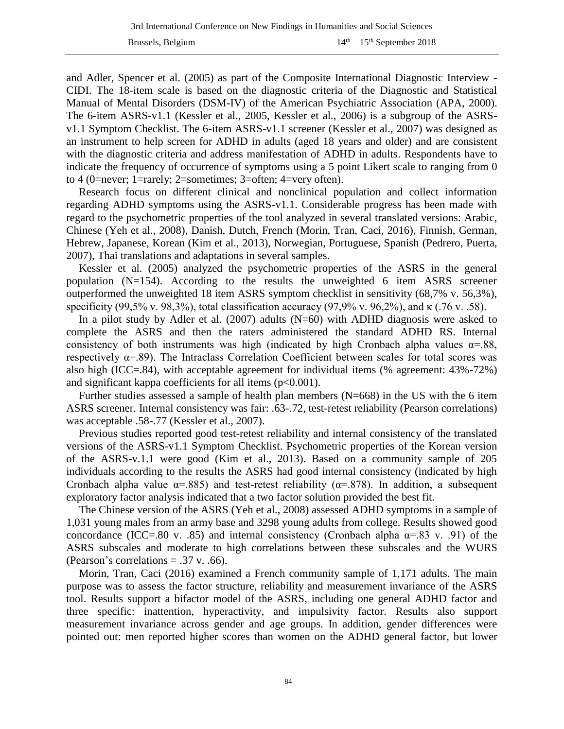and Adler, Spencer et al. (2005) as part of the Composite International Diagnostic Interview - CIDI. The 18-item scale is based on the diagnostic criteria of the Diagnostic and Statistical Manual of Mental Disorders (DSM-IV) of the American Psychiatric Association (APA, 2000). The 6-item ASRS-v1.1 (Kessler et al., 2005, Kessler et al., 2006) is a subgroup of the ASRS-v1.1 Symptom Checklist. The 6-item ASRS-v1.1 screener (Kessler et al., 2007) was designed as an instrument to help screen for ADHD in adults (aged 18 years and older) and are consistent with the diagnostic criteria and address manifestation of ADHD in adults. Respondents have to indicate the frequency of occurrence of symptoms using a 5 point Likert scale to ranging from 0 to 4 (0=never; 1=rarely; 2=sometimes; 3=often; 4=very often).

Research focus on different clinical and nonclinical population and collect information regarding ADHD symptoms using the ASRS-v1.1. Considerable progress has been made with regard to the psychometric properties of the tool analyzed in several translated versions: Arabic, Chinese (Yeh et al., 2008), Danish, Dutch, French (Morin, Tran, Caci, 2016), Finnish, German, Hebrew, Japanese, Korean (Kim et al., 2013), Norwegian, Portuguese, Spanish (Pedrero, Puerta, 2007), Thai translations and adaptations in several samples.

Kessler et al. (2005) analyzed the psychometric properties of the ASRS in the general population (N=154). According to the results the unweighted 6 item ASRS screener outperformed the unweighted 18 item ASRS symptom checklist in sensitivity (68,7% v. 56,3%), specificity (99,5% v. 98,3%), total classification accuracy (97,9% v. 96,2%), and $\kappa$ (.76 v. .58).

In a pilot study by Adler et al. (2007) adults (N=60) with ADHD diagnosis were asked to complete the ASRS and then the raters administered the standard ADHD RS. Internal consistency of both instruments was high (indicated by high Cronbach alpha values $\alpha$=.88, respectively $\alpha$=.89). The Intraclass Correlation Coefficient between scales for total scores was also high (ICC=.84), with acceptable agreement for individual items (% agreement: 43%-72%) and significant kappa coefficients for all items ($p<0.001$).

Further studies assessed a sample of health plan members (N=668) in the US with the 6 item ASRS screener. Internal consistency was fair: .63-.72, test-retest reliability (Pearson correlations) was acceptable .58-.77 (Kessler et al., 2007).

Previous studies reported good test-retest reliability and internal consistency of the translated versions of the ASRS-v1.1 Symptom Checklist. Psychometric properties of the Korean version of the ASRS-v.1.1 were good (Kim et al., 2013). Based on a community sample of 205 individuals according to the results the ASRS had good internal consistency (indicated by high Cronbach alpha value $\alpha$=.885) and test-retest reliability ($\alpha$=.878). In addition, a subsequent exploratory factor analysis indicated that a two factor solution provided the best fit.

The Chinese version of the ASRS (Yeh et al., 2008) assessed ADHD symptoms in a sample of 1,031 young males from an army base and 3298 young adults from college. Results showed good concordance (ICC=.80 v. .85) and internal consistency (Cronbach alpha $\alpha$=.83 v. .91) of the ASRS subscales and moderate to high correlations between these subscales and the WURS (Pearson's correlations = .37 v. .66).

Morin, Tran, Caci (2016) examined a French community sample of 1,171 adults. The main purpose was to assess the factor structure, reliability and measurement invariance of the ASRS tool. Results support a bifactor model of the ASRS, including one general ADHD factor and three specific: inattention, hyperactivity, and impulsivity factor. Results also support measurement invariance across gender and age groups. In addition, gender differences were pointed out: men reported higher scores than women on the ADHD general factor, but lower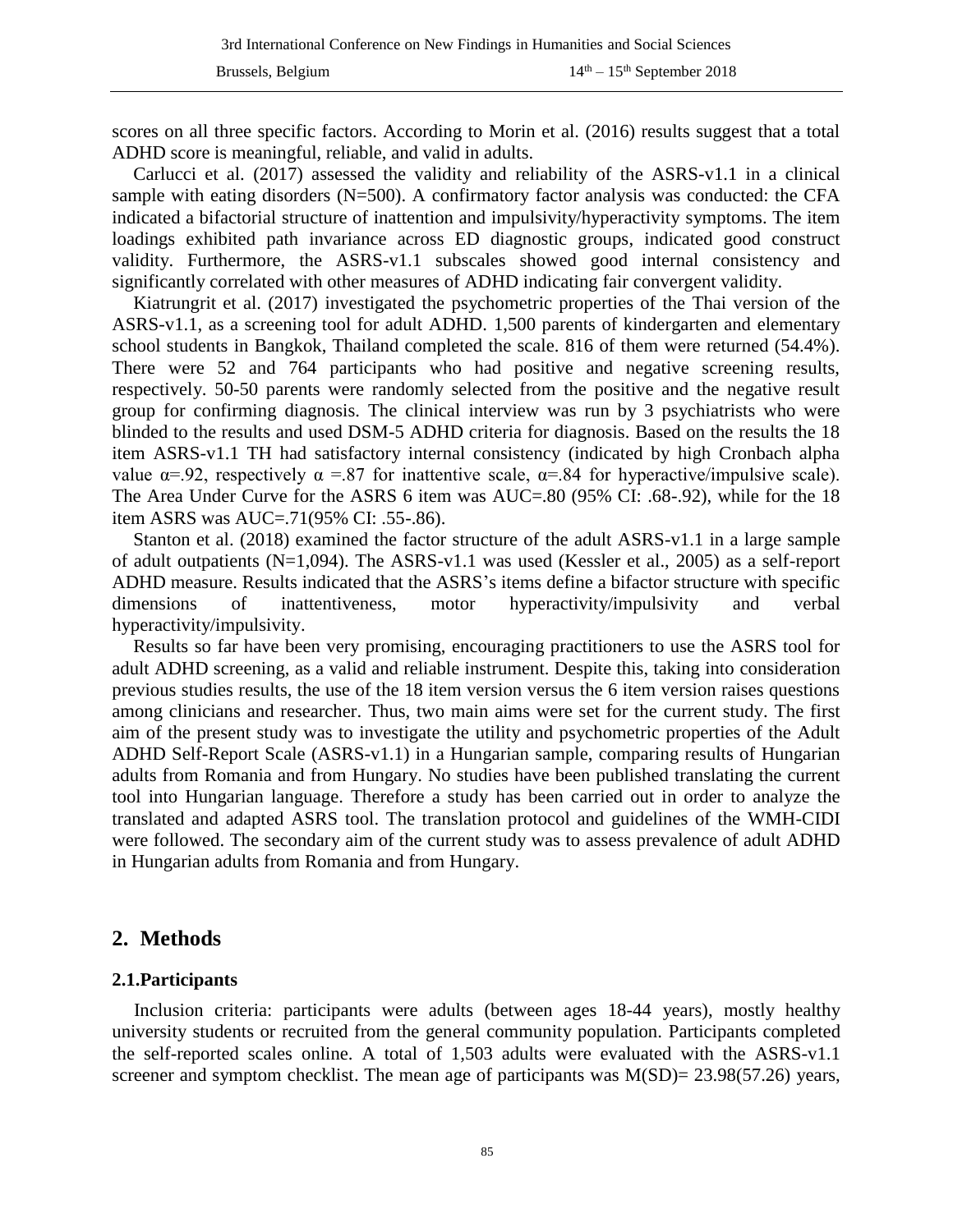scores on all three specific factors. According to Morin et al. (2016) results suggest that a total ADHD score is meaningful, reliable, and valid in adults.

Carlucci et al. (2017) assessed the validity and reliability of the ASRS-v1.1 in a clinical sample with eating disorders (N=500). A confirmatory factor analysis was conducted: the CFA indicated a bifactorial structure of inattention and impulsivity/hyperactivity symptoms. The item loadings exhibited path invariance across ED diagnostic groups, indicated good construct validity. Furthermore, the ASRS-v1.1 subscales showed good internal consistency and significantly correlated with other measures of ADHD indicating fair convergent validity.

Kiatrungrit et al. (2017) investigated the psychometric properties of the Thai version of the ASRS-v1.1, as a screening tool for adult ADHD. 1,500 parents of kindergarten and elementary school students in Bangkok, Thailand completed the scale. 816 of them were returned (54.4%). There were 52 and 764 participants who had positive and negative screening results, respectively. 50-50 parents were randomly selected from the positive and the negative result group for confirming diagnosis. The clinical interview was run by 3 psychiatrists who were blinded to the results and used DSM-5 ADHD criteria for diagnosis. Based on the results the 18 item ASRS-v1.1 TH had satisfactory internal consistency (indicated by high Cronbach alpha value $\alpha$=.92, respectively $\alpha$ =.87 for inattentive scale, $\alpha$=.84 for hyperactive/impulsive scale). The Area Under Curve for the ASRS 6 item was AUC=.80 (95% CI: .68-.92), while for the 18 item ASRS was AUC=.71(95% CI: .55-.86).

Stanton et al. (2018) examined the factor structure of the adult ASRS-v1.1 in a large sample of adult outpatients (N=1,094). The ASRS-v1.1 was used (Kessler et al., 2005) as a self-report ADHD measure. Results indicated that the ASRS's items define a bifactor structure with specific dimensions of inattentiveness, motor hyperactivity/impulsivity and verbal hyperactivity/impulsivity.

Results so far have been very promising, encouraging practitioners to use the ASRS tool for adult ADHD screening, as a valid and reliable instrument. Despite this, taking into consideration previous studies results, the use of the 18 item version versus the 6 item version raises questions among clinicians and researcher. Thus, two main aims were set for the current study. The first aim of the present study was to investigate the utility and psychometric properties of the Adult ADHD Self-Report Scale (ASRS-v1.1) in a Hungarian sample, comparing results of Hungarian adults from Romania and from Hungary. No studies have been published translating the current tool into Hungarian language. Therefore a study has been carried out in order to analyze the translated and adapted ASRS tool. The translation protocol and guidelines of the WMH-CIDI were followed. The secondary aim of the current study was to assess prevalence of adult ADHD in Hungarian adults from Romania and from Hungary.

## 2. Methods

### 2.1.Participants

Inclusion criteria: participants were adults (between ages 18-44 years), mostly healthy university students or recruited from the general community population. Participants completed the self-reported scales online. A total of 1,503 adults were evaluated with the ASRS-v1.1 screener and symptom checklist. The mean age of participants was M(SD)= 23.98(57.26) years,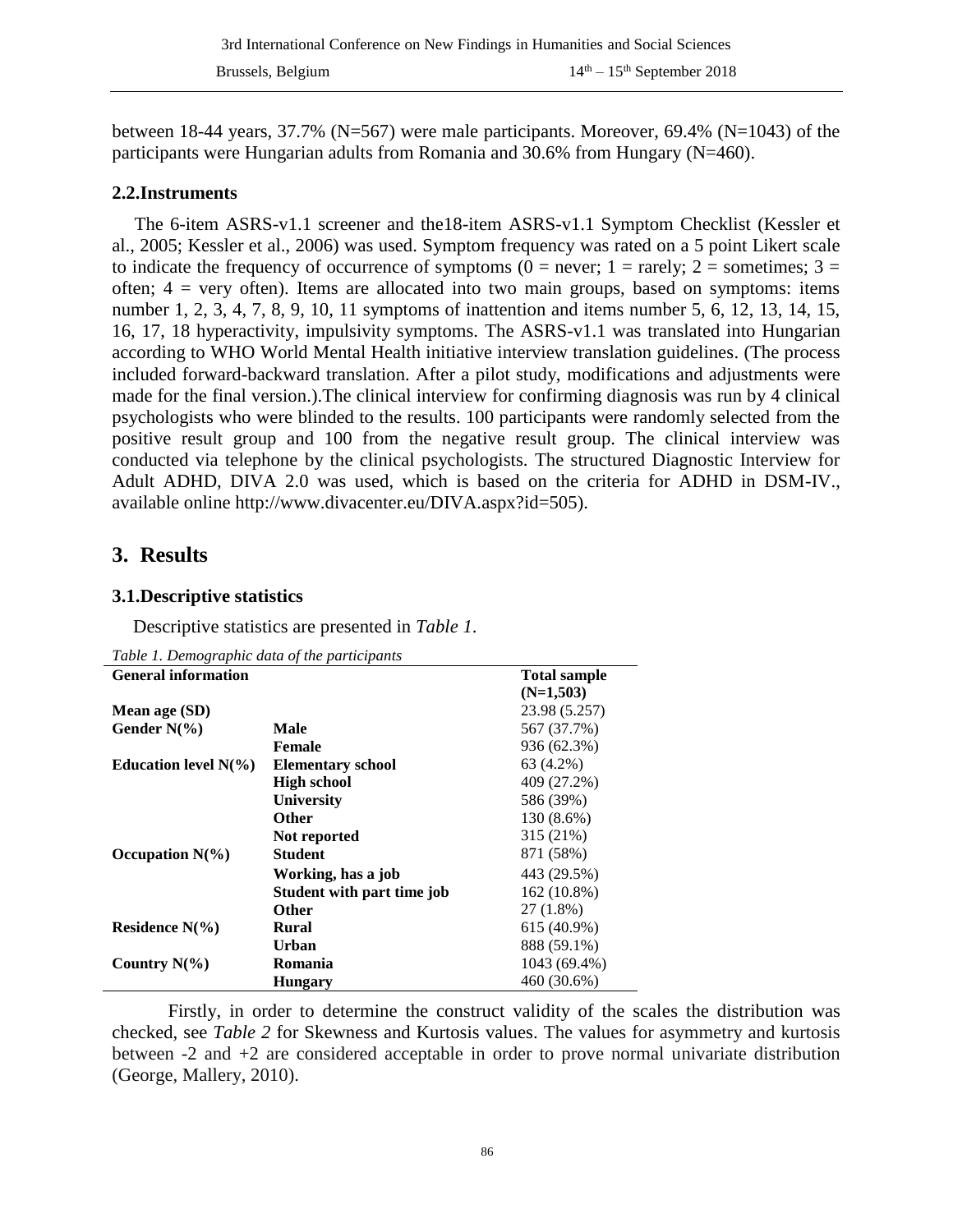between 18-44 years, 37.7% (N=567) were male participants. Moreover, 69.4% (N=1043) of the participants were Hungarian adults from Romania and 30.6% from Hungary (N=460).

### 2.2. Instruments

The 6-item ASRS-v1.1 screener and the18-item ASRS-v1.1 Symptom Checklist (Kessler et al., 2005; Kessler et al., 2006) was used. Symptom frequency was rated on a 5 point Likert scale to indicate the frequency of occurrence of symptoms (0 = never; 1 = rarely; 2 = sometimes; 3 = often; 4 = very often). Items are allocated into two main groups, based on symptoms: items number 1, 2, 3, 4, 7, 8, 9, 10, 11 symptoms of inattention and items number 5, 6, 12, 13, 14, 15, 16, 17, 18 hyperactivity, impulsivity symptoms. The ASRS-v1.1 was translated into Hungarian according to WHO World Mental Health initiative interview translation guidelines. (The process included forward-backward translation. After a pilot study, modifications and adjustments were made for the final version.).The clinical interview for confirming diagnosis was run by 4 clinical psychologists who were blinded to the results. 100 participants were randomly selected from the positive result group and 100 from the negative result group. The clinical interview was conducted via telephone by the clinical psychologists. The structured Diagnostic Interview for Adult ADHD, DIVA 2.0 was used, which is based on the criteria for ADHD in DSM-IV., available online http://www.divacenter.eu/DIVA.aspx?id=505).

## 3. Results

### 3.1. Descriptive statistics

Descriptive statistics are presented in *Table 1*.

*Table 1. Demographic data of the participants*

| General information | | Total sample (N=1,503) |
|---|---|---|
| **Mean age (SD)** | | 23.98 (5.257) |
| **Gender N(%)** | **Male** | 567 (37.7%) |
| | **Female** | 936 (62.3%) |
| **Education level N(%)** | **Elementary school** | 63 (4.2%) |
| | **High school** | 409 (27.2%) |
| | **University** | 586 (39%) |
| | **Other** | 130 (8.6%) |
| | **Not reported** | 315 (21%) |
| **Occupation N(%)** | **Student** | 871 (58%) |
| | **Working, has a job** | 443 (29.5%) |
| | **Student with part time job** | 162 (10.8%) |
| | **Other** | 27 (1.8%) |
| **Residence N(%)** | **Rural** | 615 (40.9%) |
| | **Urban** | 888 (59.1%) |
| **Country N(%)** | **Romania** | 1043 (69.4%) |
| | **Hungary** | 460 (30.6%) |

Firstly, in order to determine the construct validity of the scales the distribution was checked, see *Table 2* for Skewness and Kurtosis values. The values for asymmetry and kurtosis between -2 and +2 are considered acceptable in order to prove normal univariate distribution (George, Mallery, 2010).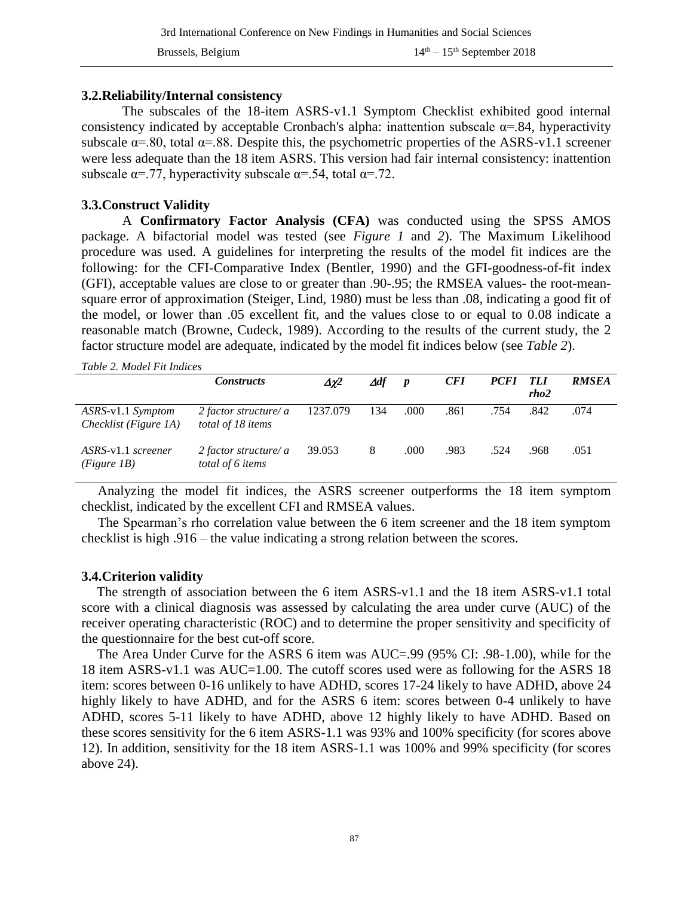### 3.2.Reliability/Internal consistency

The subscales of the 18-item ASRS-v1.1 Symptom Checklist exhibited good internal consistency indicated by acceptable Cronbach's alpha: inattention subscale $\alpha$=.84, hyperactivity subscale $\alpha$=.80, total $\alpha$=.88. Despite this, the psychometric properties of the ASRS-v1.1 screener were less adequate than the 18 item ASRS. This version had fair internal consistency: inattention subscale $\alpha$=.77, hyperactivity subscale $\alpha$=.54, total $\alpha$=.72.

### 3.3.Construct Validity

A **Confirmatory Factor Analysis (CFA)** was conducted using the SPSS AMOS package. A bifactorial model was tested (see *Figure 1* and *2*). The Maximum Likelihood procedure was used. A guidelines for interpreting the results of the model fit indices are the following: for the CFI-Comparative Index (Bentler, 1990) and the GFI-goodness-of-fit index (GFI), acceptable values are close to or greater than .90-.95; the RMSEA values- the root-mean-square error of approximation (Steiger, Lind, 1980) must be less than .08, indicating a good fit of the model, or lower than .05 excellent fit, and the values close to or equal to 0.08 indicate a reasonable match (Browne, Cudeck, 1989). According to the results of the current study, the 2 factor structure model are adequate, indicated by the model fit indices below (see *Table 2*).

*Table 2. Model Fit Indices*

| | *Constructs* | $\Delta\chi 2$ | $\Delta df$ | *p* | *CFI* | *PCFI* | *TLI rho2* | *RMSEA* |
|---|---|---|---|---|---|---|---|---|
| *ASRS-*v1.1 *Symptom Checklist (Figure 1A)* | *2 factor structure/ a total of 18 items* | 1237.079 | 134 | .000 | .861 | .754 | .842 | .074 |
| *ASRS-*v1.1 *screener (Figure 1B)* | *2 factor structure/ a total of 6 items* | 39.053 | 8 | .000 | .983 | .524 | .968 | .051 |

Analyzing the model fit indices, the ASRS screener outperforms the 18 item symptom checklist, indicated by the excellent CFI and RMSEA values.

The Spearman's rho correlation value between the 6 item screener and the 18 item symptom checklist is high .916 – the value indicating a strong relation between the scores.

### 3.4.Criterion validity

The strength of association between the 6 item ASRS-v1.1 and the 18 item ASRS-v1.1 total score with a clinical diagnosis was assessed by calculating the area under curve (AUC) of the receiver operating characteristic (ROC) and to determine the proper sensitivity and specificity of the questionnaire for the best cut-off score.

The Area Under Curve for the ASRS 6 item was AUC=.99 (95% CI: .98-1.00), while for the 18 item ASRS-v1.1 was AUC=1.00. The cutoff scores used were as following for the ASRS 18 item: scores between 0-16 unlikely to have ADHD, scores 17-24 likely to have ADHD, above 24 highly likely to have ADHD, and for the ASRS 6 item: scores between 0-4 unlikely to have ADHD, scores 5-11 likely to have ADHD, above 12 highly likely to have ADHD. Based on these scores sensitivity for the 6 item ASRS-1.1 was 93% and 100% specificity (for scores above 12). In addition, sensitivity for the 18 item ASRS-1.1 was 100% and 99% specificity (for scores above 24).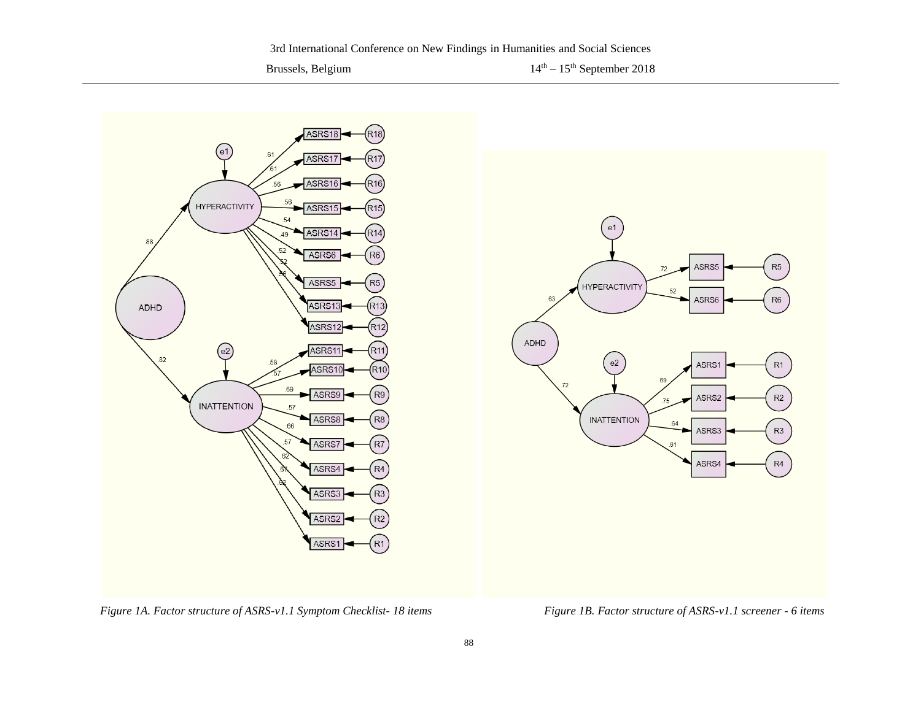*Figure 1A. Factor structure of ASRS-v1.1 Symptom Checklist- 18 items*

*Figure 1B. Factor structure of ASRS-v1.1 screener - 6 items*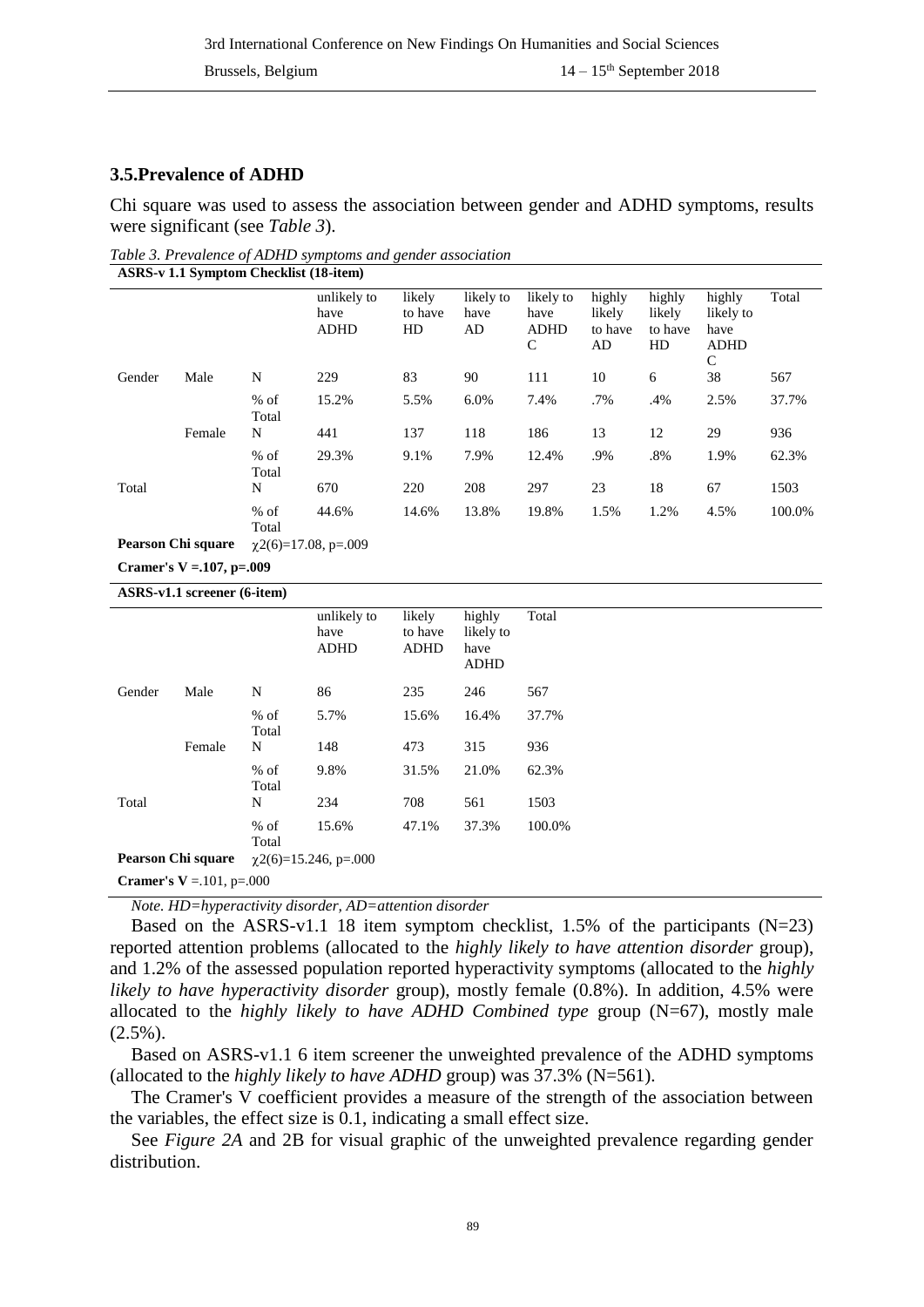### 3.5.Prevalence of ADHD

Chi square was used to assess the association between gender and ADHD symptoms, results were significant (see *Table 3*).

*Table 3. Prevalence of ADHD symptoms and gender association*

**ASRS-v 1.1 Symptom Checklist (18-item)**

| | | | unlikely to have ADHD | likely to have HD | likely to have AD | likely to have ADHD C | highly likely to have AD | highly likely to have HD | highly likely to have ADHD C | Total |
|---|---|---|---|---|---|---|---|---|---|---|
| Gender | Male | N | 229 | 83 | 90 | 111 | 10 | 6 | 38 | 567 |
| | | % of Total | 15.2% | 5.5% | 6.0% | 7.4% | .7% | .4% | 2.5% | 37.7% |
| | Female | N | 441 | 137 | 118 | 186 | 13 | 12 | 29 | 936 |
| | | % of Total | 29.3% | 9.1% | 7.9% | 12.4% | .9% | .8% | 1.9% | 62.3% |
| Total | | N | 670 | 220 | 208 | 297 | 23 | 18 | 67 | 1503 |
| | | % of Total | 44.6% | 14.6% | 13.8% | 19.8% | 1.5% | 1.2% | 4.5% | 100.0% |
| **Pearson Chi square** | | $\chi2(6)=17.08$, $p=.009$ | | | | | | | | |
| **Cramer's V =.107, p=.009** | | | | | | | | | | |

**ASRS-v1.1 screener (6-item)**

| | | | unlikely to have ADHD | likely to have ADHD | highly likely to have ADHD | Total |
|---|---|---|---|---|---|---|
| Gender | Male | N | 86 | 235 | 246 | 567 |
| | | % of Total | 5.7% | 15.6% | 16.4% | 37.7% |
| | Female | N | 148 | 473 | 315 | 936 |
| | | % of Total | 9.8% | 31.5% | 21.0% | 62.3% |
| Total | | N | 234 | 708 | 561 | 1503 |
| | | % of Total | 15.6% | 47.1% | 37.3% | 100.0% |
| **Pearson Chi square** | | $\chi2(6)=15.246$, $p=.000$ | | | | |
| **Cramer's V** =.101, p=.000 | | | | | | |

*Note. HD=hyperactivity disorder, AD=attention disorder*

Based on the ASRS-v1.1 18 item symptom checklist, 1.5% of the participants (N=23) reported attention problems (allocated to the *highly likely to have attention disorder* group), and 1.2% of the assessed population reported hyperactivity symptoms (allocated to the *highly likely to have hyperactivity disorder* group), mostly female (0.8%). In addition, 4.5% were allocated to the *highly likely to have ADHD Combined type* group (N=67), mostly male (2.5%).

Based on ASRS-v1.1 6 item screener the unweighted prevalence of the ADHD symptoms (allocated to the *highly likely to have ADHD* group) was 37.3% (N=561).

The Cramer's V coefficient provides a measure of the strength of the association between the variables, the effect size is 0.1, indicating a small effect size.

See *Figure 2A* and 2B for visual graphic of the unweighted prevalence regarding gender distribution.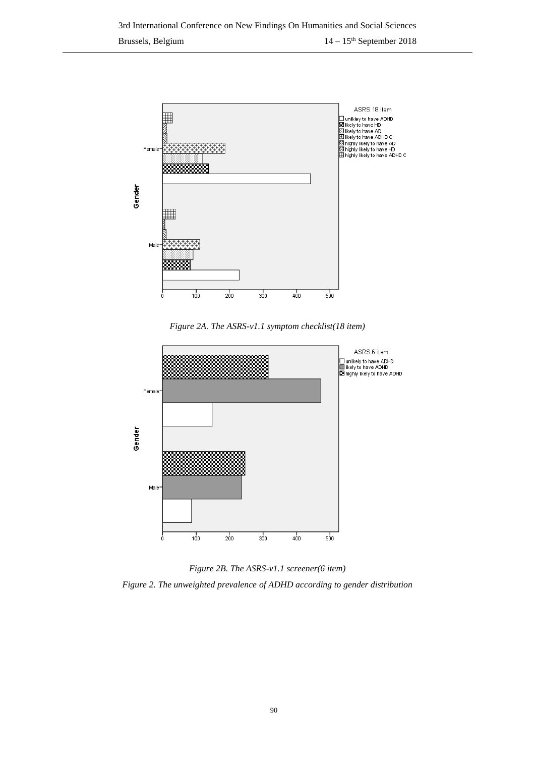*Figure 2A. The ASRS-v1.1 symptom checklist(18 item)*

*Figure 2B. The ASRS-v1.1 screener(6 item)*

*Figure 2. The unweighted prevalence of ADHD according to gender distribution*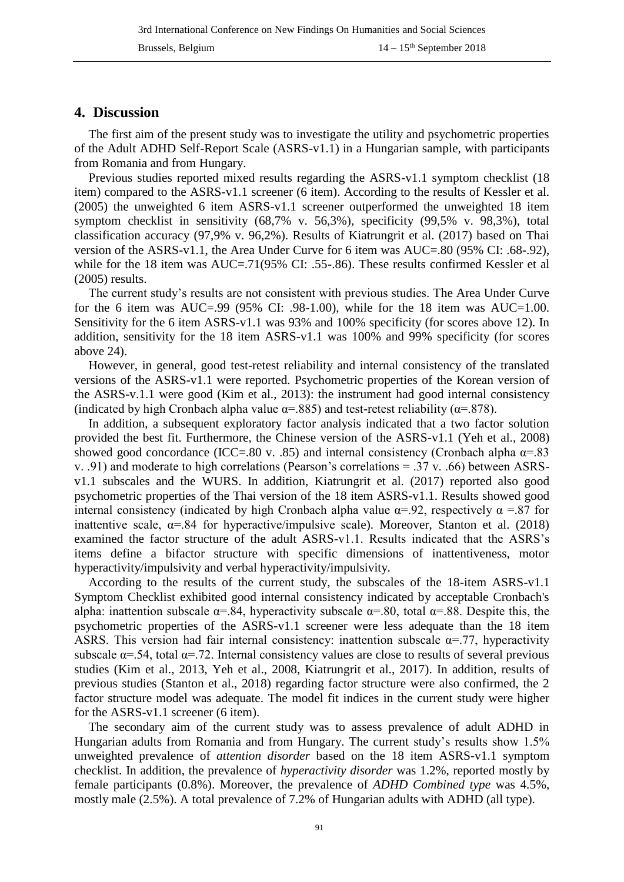## 4. Discussion

The first aim of the present study was to investigate the utility and psychometric properties of the Adult ADHD Self-Report Scale (ASRS-v1.1) in a Hungarian sample, with participants from Romania and from Hungary.

Previous studies reported mixed results regarding the ASRS-v1.1 symptom checklist (18 item) compared to the ASRS-v1.1 screener (6 item). According to the results of Kessler et al. (2005) the unweighted 6 item ASRS-v1.1 screener outperformed the unweighted 18 item symptom checklist in sensitivity (68,7% v. 56,3%), specificity (99,5% v. 98,3%), total classification accuracy (97,9% v. 96,2%). Results of Kiatrungrit et al. (2017) based on Thai version of the ASRS-v1.1, the Area Under Curve for 6 item was AUC=.80 (95% CI: .68-.92), while for the 18 item was AUC=.71(95% CI: .55-.86). These results confirmed Kessler et al (2005) results.

The current study's results are not consistent with previous studies. The Area Under Curve for the 6 item was AUC=.99 (95% CI: .98-1.00), while for the 18 item was AUC=1.00. Sensitivity for the 6 item ASRS-v1.1 was 93% and 100% specificity (for scores above 12). In addition, sensitivity for the 18 item ASRS-v1.1 was 100% and 99% specificity (for scores above 24).

However, in general, good test-retest reliability and internal consistency of the translated versions of the ASRS-v1.1 were reported. Psychometric properties of the Korean version of the ASRS-v.1.1 were good (Kim et al., 2013): the instrument had good internal consistency (indicated by high Cronbach alpha value $\alpha$=.885) and test-retest reliability ($\alpha$=.878).

In addition, a subsequent exploratory factor analysis indicated that a two factor solution provided the best fit. Furthermore, the Chinese version of the ASRS-v1.1 (Yeh et al., 2008) showed good concordance (ICC=.80 v. .85) and internal consistency (Cronbach alpha $\alpha$=.83 v. .91) and moderate to high correlations (Pearson's correlations = .37 v. .66) between ASRS-v1.1 subscales and the WURS. In addition, Kiatrungrit et al. (2017) reported also good psychometric properties of the Thai version of the 18 item ASRS-v1.1. Results showed good internal consistency (indicated by high Cronbach alpha value $\alpha$=.92, respectively $\alpha$ =.87 for inattentive scale, $\alpha$=.84 for hyperactive/impulsive scale). Moreover, Stanton et al. (2018) examined the factor structure of the adult ASRS-v1.1. Results indicated that the ASRS's items define a bifactor structure with specific dimensions of inattentiveness, motor hyperactivity/impulsivity and verbal hyperactivity/impulsivity.

According to the results of the current study, the subscales of the 18-item ASRS-v1.1 Symptom Checklist exhibited good internal consistency indicated by acceptable Cronbach's alpha: inattention subscale $\alpha$=.84, hyperactivity subscale $\alpha$=.80, total $\alpha$=.88. Despite this, the psychometric properties of the ASRS-v1.1 screener were less adequate than the 18 item ASRS. This version had fair internal consistency: inattention subscale $\alpha$=.77, hyperactivity subscale $\alpha$=.54, total $\alpha$=.72. Internal consistency values are close to results of several previous studies (Kim et al., 2013, Yeh et al., 2008, Kiatrungrit et al., 2017). In addition, results of previous studies (Stanton et al., 2018) regarding factor structure were also confirmed, the 2 factor structure model was adequate. The model fit indices in the current study were higher for the ASRS-v1.1 screener (6 item).

The secondary aim of the current study was to assess prevalence of adult ADHD in Hungarian adults from Romania and from Hungary. The current study's results show 1.5% unweighted prevalence of *attention disorder* based on the 18 item ASRS-v1.1 symptom checklist. In addition, the prevalence of *hyperactivity disorder* was 1.2%, reported mostly by female participants (0.8%). Moreover, the prevalence of *ADHD Combined type* was 4.5%, mostly male (2.5%). A total prevalence of 7.2% of Hungarian adults with ADHD (all type).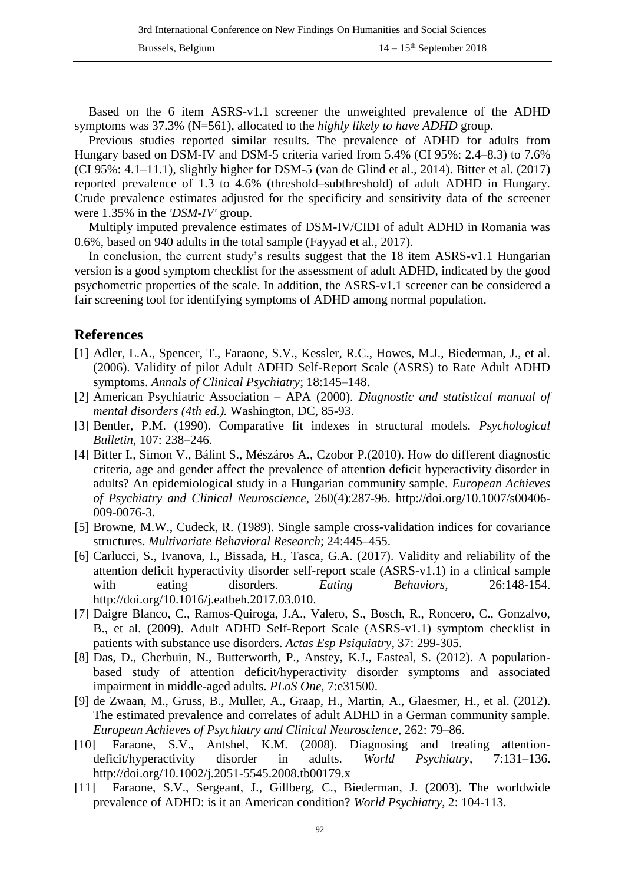Based on the 6 item ASRS-v1.1 screener the unweighted prevalence of the ADHD symptoms was 37.3% (N=561), allocated to the *highly likely to have ADHD* group.

Previous studies reported similar results. The prevalence of ADHD for adults from Hungary based on DSM-IV and DSM-5 criteria varied from 5.4% (CI 95%: 2.4–8.3) to 7.6% (CI 95%: 4.1–11.1), slightly higher for DSM-5 (van de Glind et al., 2014). Bitter et al. (2017) reported prevalence of 1.3 to 4.6% (threshold–subthreshold) of adult ADHD in Hungary. Crude prevalence estimates adjusted for the specificity and sensitivity data of the screener were 1.35% in the *'DSM-IV'* group.

Multiply imputed prevalence estimates of DSM-IV/CIDI of adult ADHD in Romania was 0.6%, based on 940 adults in the total sample (Fayyad et al., 2017).

In conclusion, the current study's results suggest that the 18 item ASRS-v1.1 Hungarian version is a good symptom checklist for the assessment of adult ADHD, indicated by the good psychometric properties of the scale. In addition, the ASRS-v1.1 screener can be considered a fair screening tool for identifying symptoms of ADHD among normal population.

## References

[1] Adler, L.A., Spencer, T., Faraone, S.V., Kessler, R.C., Howes, M.J., Biederman, J., et al. (2006). Validity of pilot Adult ADHD Self-Report Scale (ASRS) to Rate Adult ADHD symptoms. *Annals of Clinical Psychiatry*; 18:145–148.

[2] American Psychiatric Association – APA (2000). *Diagnostic and statistical manual of mental disorders (4th ed.).* Washington, DC, 85-93.

[3] Bentler, P.M. (1990). Comparative fit indexes in structural models. *Psychological Bulletin*, 107: 238–246.

[4] Bitter I., Simon V., Bálint S., Mészáros A., Czobor P.(2010). How do different diagnostic criteria, age and gender affect the prevalence of attention deficit hyperactivity disorder in adults? An epidemiological study in a Hungarian community sample. *European Achieves of Psychiatry and Clinical Neuroscience*, 260(4):287-96. http://doi.org/10.1007/s00406-009-0076-3.

[5] Browne, M.W., Cudeck, R. (1989). Single sample cross-validation indices for covariance structures. *Multivariate Behavioral Research*; 24:445–455.

[6] Carlucci, S., Ivanova, I., Bissada, H., Tasca, G.A. (2017). Validity and reliability of the attention deficit hyperactivity disorder self-report scale (ASRS-v1.1) in a clinical sample with eating disorders. *Eating Behaviors*, 26:148-154. http://doi.org/10.1016/j.eatbeh.2017.03.010.

[7] Daigre Blanco, C., Ramos-Quiroga, J.A., Valero, S., Bosch, R., Roncero, C., Gonzalvo, B., et al. (2009). Adult ADHD Self-Report Scale (ASRS-v1.1) symptom checklist in patients with substance use disorders. *Actas Esp Psiquiatry*, 37: 299-305.

[8] Das, D., Cherbuin, N., Butterworth, P., Anstey, K.J., Easteal, S. (2012). A population-based study of attention deficit/hyperactivity disorder symptoms and associated impairment in middle-aged adults. *PLoS One*, 7:e31500.

[9] de Zwaan, M., Gruss, B., Muller, A., Graap, H., Martin, A., Glaesmer, H., et al. (2012). The estimated prevalence and correlates of adult ADHD in a German community sample. *European Achieves of Psychiatry and Clinical Neuroscience*, 262: 79–86.

[10] Faraone, S.V., Antshel, K.M. (2008). Diagnosing and treating attention-deficit/hyperactivity disorder in adults. *World Psychiatry*, 7:131–136. http://doi.org/10.1002/j.2051-5545.2008.tb00179.x

[11] Faraone, S.V., Sergeant, J., Gillberg, C., Biederman, J. (2003). The worldwide prevalence of ADHD: is it an American condition? *World Psychiatry*, 2: 104-113.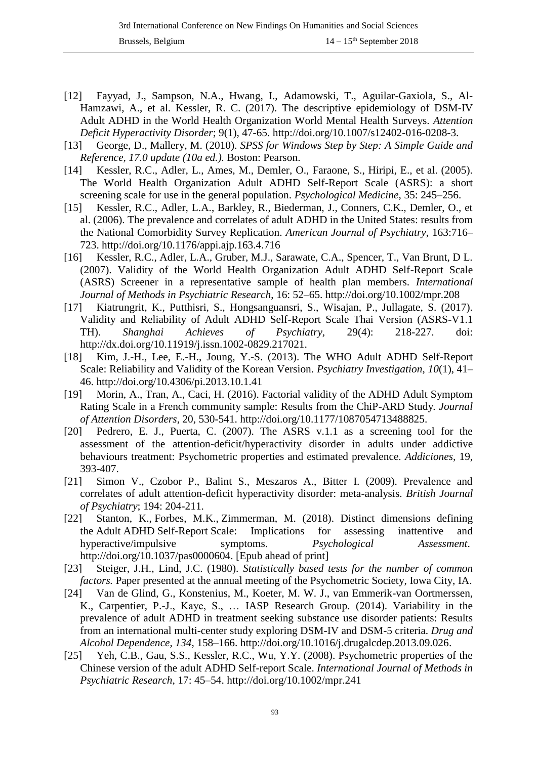[12] Fayyad, J., Sampson, N.A., Hwang, I., Adamowski, T., Aguilar-Gaxiola, S., Al-Hamzawi, A., et al. Kessler, R. C. (2017). The descriptive epidemiology of DSM-IV Adult ADHD in the World Health Organization World Mental Health Surveys. *Attention Deficit Hyperactivity Disorder*; 9(1), 47-65. http://doi.org/10.1007/s12402-016-0208-3.

[13] George, D., Mallery, M. (2010). *SPSS for Windows Step by Step: A Simple Guide and Reference, 17.0 update (10a ed.).* Boston: Pearson.

[14] Kessler, R.C., Adler, L., Ames, M., Demler, O., Faraone, S., Hiripi, E., et al. (2005). The World Health Organization Adult ADHD Self-Report Scale (ASRS): a short screening scale for use in the general population. *Psychological Medicine*, 35: 245–256.

[15] Kessler, R.C., Adler, L.A., Barkley, R., Biederman, J., Conners, C.K., Demler, O., et al. (2006). The prevalence and correlates of adult ADHD in the United States: results from the National Comorbidity Survey Replication. *American Journal of Psychiatry*, 163:716–723. http://doi.org/10.1176/appi.ajp.163.4.716

[16] Kessler, R.C., Adler, L.A., Gruber, M.J., Sarawate, C.A., Spencer, T., Van Brunt, D L. (2007). Validity of the World Health Organization Adult ADHD Self-Report Scale (ASRS) Screener in a representative sample of health plan members. *International Journal of Methods in Psychiatric Research*, 16: 52–65. http://doi.org/10.1002/mpr.208

[17] Kiatrungrit, K., Putthisri, S., Hongsanguansri, S., Wisajan, P., Jullagate, S. (2017). Validity and Reliability of Adult ADHD Self-Report Scale Thai Version (ASRS-V1.1 TH). *Shanghai Achieves of Psychiatry*, 29(4): 218-227. doi: http://dx.doi.org/10.11919/j.issn.1002-0829.217021.

[18] Kim, J.-H., Lee, E.-H., Joung, Y.-S. (2013). The WHO Adult ADHD Self-Report Scale: Reliability and Validity of the Korean Version. *Psychiatry Investigation*, *10*(1), 41–46. http://doi.org/10.4306/pi.2013.10.1.41

[19] Morin, A., Tran, A., Caci, H. (2016). Factorial validity of the ADHD Adult Symptom Rating Scale in a French community sample: Results from the ChiP-ARD Study. *Journal of Attention Disorders*, 20, 530-541. http://doi.org/10.1177/1087054713488825.

[20] Pedrero, E. J., Puerta, C. (2007). The ASRS v.1.1 as a screening tool for the assessment of the attention-deficit/hyperactivity disorder in adults under addictive behaviours treatment: Psychometric properties and estimated prevalence. *Addiciones*, 19, 393-407.

[21] Simon V., Czobor P., Balint S., Meszaros A., Bitter I. (2009). Prevalence and correlates of adult attention-deficit hyperactivity disorder: meta-analysis. *British Journal of Psychiatry*; 194: 204-211.

[22] Stanton, K., Forbes, M.K., Zimmerman, M. (2018). Distinct dimensions defining the Adult ADHD Self-Report Scale: Implications for assessing inattentive and hyperactive/impulsive symptoms. *Psychological Assessment*. http://doi.org/10.1037/pas0000604. [Epub ahead of print]

[23] Steiger, J.H., Lind, J.C. (1980). *Statistically based tests for the number of common factors.* Paper presented at the annual meeting of the Psychometric Society, Iowa City, IA.

[24] Van de Glind, G., Konstenius, M., Koeter, M. W. J., van Emmerik-van Oortmerssen, K., Carpentier, P.-J., Kaye, S., … IASP Research Group. (2014). Variability in the prevalence of adult ADHD in treatment seeking substance use disorder patients: Results from an international multi-center study exploring DSM-IV and DSM-5 criteria. *Drug and Alcohol Dependence*, *134*, 158–166. http://doi.org/10.1016/j.drugalcdep.2013.09.026.

[25] Yeh, C.B., Gau, S.S., Kessler, R.C., Wu, Y.Y. (2008). Psychometric properties of the Chinese version of the adult ADHD Self-report Scale. *International Journal of Methods in Psychiatric Research*, 17: 45–54. http://doi.org/10.1002/mpr.241